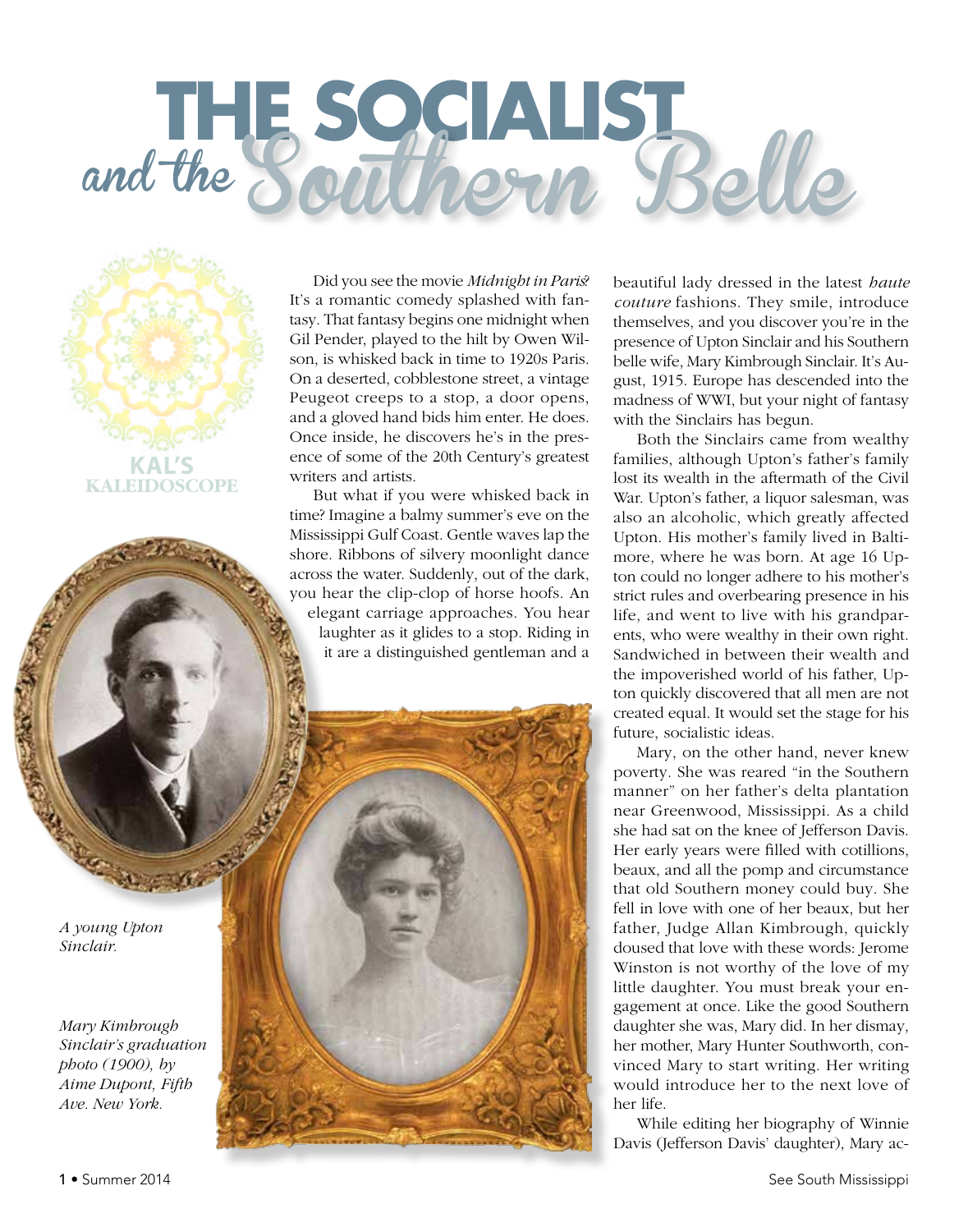# THE SOCIALIST and the Southern Belle

KAL'S KALEIDOSCOPE

Did you see the movie *Midnight in Paris*? It's a romantic comedy splashed with fantasy. That fantasy begins one midnight when Gil Pender, played to the hilt by Owen Wilson, is whisked back in time to 1920s Paris. On a deserted, cobblestone street, a vintage Peugeot creeps to a stop, a door opens, and a gloved hand bids him enter. He does. Once inside, he discovers he's in the presence of some of the 20th Century's greatest writers and artists.

But what if you were whisked back in time? Imagine a balmy summer's eve on the Mississippi Gulf Coast. Gentle waves lap the shore. Ribbons of silvery moonlight dance across the water. Suddenly, out of the dark, you hear the clip-clop of horse hoofs. An elegant carriage approaches. You hear laughter as it glides to a stop. Riding in it are a distinguished gentleman and a beautiful lady dressed in the latest *haute couture* fashions. They smile, introduce themselves, and you discover you're in the presence of Upton Sinclair and his Southern belle wife, Mary Kimbrough Sinclair. It's August, 1915. Europe has descended into the madness of WWI, but your night of fantasy with the Sinclairs has begun.

*A young Upton Sinclair.*

*Mary Kimbrough Sinclair's graduation photo (1900), by Aime Dupont, Fifth Ave. New York.*

Both the Sinclairs came from wealthy families, although Upton's father's family lost its wealth in the aftermath of the Civil War. Upton's father, a liquor salesman, was also an alcoholic, which greatly affected Upton. His mother's family lived in Baltimore, where he was born. At age 16 Upton could no longer adhere to his mother's strict rules and overbearing presence in his life, and went to live with his grandparents, who were wealthy in their own right. Sandwiched in between their wealth and the impoverished world of his father, Upton quickly discovered that all men are not created equal. It would set the stage for his future, socialistic ideas.

Mary, on the other hand, never knew poverty. She was reared "in the Southern manner" on her father's delta plantation near Greenwood, Mississippi. As a child she had sat on the knee of Jefferson Davis. Her early years were filled with cotillions, beaux, and all the pomp and circumstance that old Southern money could buy. She fell in love with one of her beaux, but her father, Judge Allan Kimbrough, quickly doused that love with these words: Jerome Winston is not worthy of the love of my little daughter. You must break your engagement at once. Like the good Southern daughter she was, Mary did. In her dismay, her mother, Mary Hunter Southworth, convinced Mary to start writing. Her writing would introduce her to the next love of her life.

While editing her biography of Winnie Davis (Jefferson Davis' daughter), Mary ac-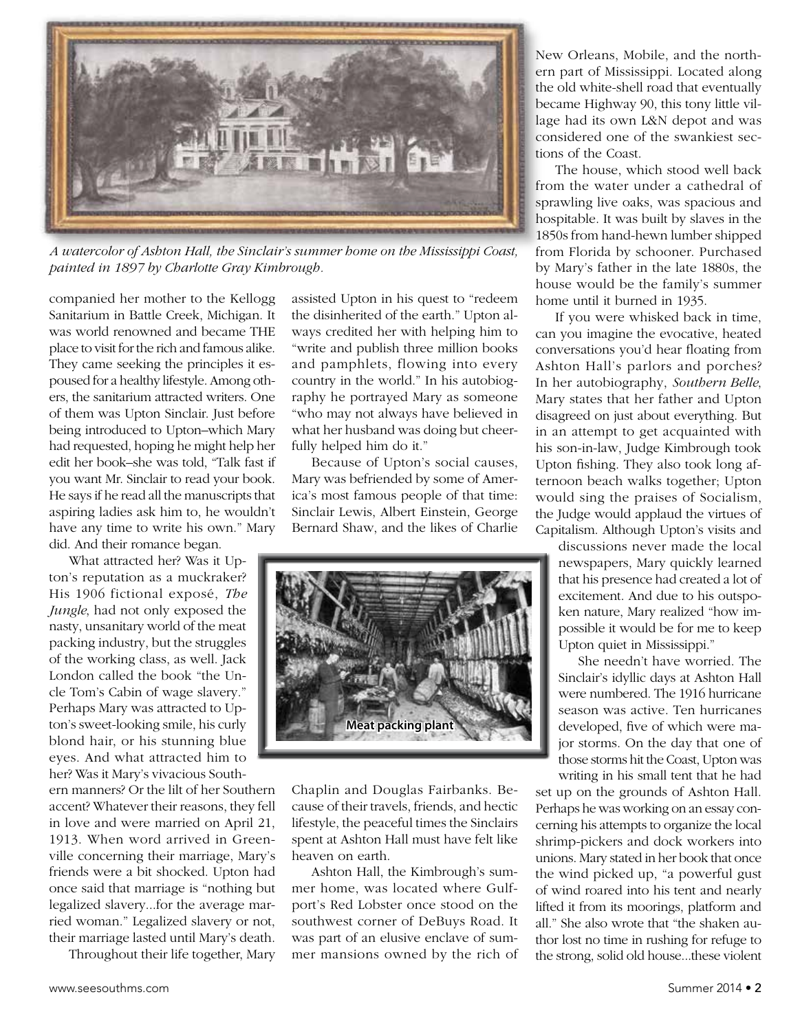*A watercolor of Ashton Hall, the Sinclair's summer home on the Mississippi Coast, painted in 1897 by Charlotte Gray Kimbrough.*

companied her mother to the Kellogg Sanitarium in Battle Creek, Michigan. It was world renowned and became THE place to visit for the rich and famous alike. They came seeking the principles it espoused for a healthy lifestyle. Among others, the sanitarium attracted writers. One of them was Upton Sinclair. Just before being introduced to Upton–which Mary had requested, hoping he might help her edit her book–she was told, "Talk fast if you want Mr. Sinclair to read your book. He says if he read all the manuscripts that aspiring ladies ask him to, he wouldn't have any time to write his own." Mary did. And their romance began.

What attracted her? Was it Upton's reputation as a muckraker? His 1906 fictional exposé, *The Jungle*, had not only exposed the nasty, unsanitary world of the meat packing industry, but the struggles of the working class, as well. Jack London called the book "the Uncle Tom's Cabin of wage slavery." Perhaps Mary was attracted to Upton's sweet-looking smile, his curly blond hair, or his stunning blue eyes. And what attracted him to her? Was it Mary's vivacious Southern manners? Or the lilt of her Southern accent? Whatever their reasons, they fell in love and were married on April 21, 1913. When word arrived in Greenville concerning their marriage, Mary's friends were a bit shocked. Upton had once said that marriage is "nothing but legalized slavery...for the average married woman." Legalized slavery or not, their marriage lasted until Mary's death.

Throughout their life together, Mary assisted Upton in his quest to "redeem the disinherited of the earth." Upton always credited her with helping him to "write and publish three million books and pamphlets, flowing into every country in the world." In his autobiography he portrayed Mary as someone "who may not always have believed in what her husband was doing but cheerfully helped him do it."

Because of Upton's social causes, Mary was befriended by some of America's most famous people of that time: Sinclair Lewis, Albert Einstein, George Bernard Shaw, and the likes of Charlie Chaplin and Douglas Fairbanks. Because of their travels, friends, and hectic lifestyle, the peaceful times the Sinclairs spent at Ashton Hall must have felt like heaven on earth.

Meat packing plant

Ashton Hall, the Kimbrough's summer home, was located where Gulfport's Red Lobster once stood on the southwest corner of DeBuys Road. It was part of an elusive enclave of summer mansions owned by the rich of New Orleans, Mobile, and the northern part of Mississippi. Located along the old white-shell road that eventually became Highway 90, this tony little village had its own L&N depot and was considered one of the swankiest sections of the Coast.

The house, which stood well back from the water under a cathedral of sprawling live oaks, was spacious and hospitable. It was built by slaves in the 1850s from hand-hewn lumber shipped from Florida by schooner. Purchased by Mary's father in the late 1880s, the house would be the family's summer home until it burned in 1935.

If you were whisked back in time, can you imagine the evocative, heated conversations you'd hear floating from Ashton Hall's parlors and porches? In her autobiography, *Southern Belle*, Mary states that her father and Upton disagreed on just about everything. But in an attempt to get acquainted with his son-in-law, Judge Kimbrough took Upton fishing. They also took long afternoon beach walks together; Upton would sing the praises of Socialism, the Judge would applaud the virtues of Capitalism. Although Upton's visits and discussions never made the local newspapers, Mary quickly learned that his presence had created a lot of excitement. And due to his outspoken nature, Mary realized "how impossible it would be for me to keep Upton quiet in Mississippi."

She needn't have worried. The Sinclair's idyllic days at Ashton Hall were numbered. The 1916 hurricane season was active. Ten hurricanes developed, five of which were major storms. On the day that one of those storms hit the Coast, Upton was writing in his small tent that he had set up on the grounds of Ashton Hall. Perhaps he was working on an essay concerning his attempts to organize the local shrimp-pickers and dock workers into unions. Mary stated in her book that once the wind picked up, "a powerful gust of wind roared into his tent and nearly lifted it from its moorings, platform and all." She also wrote that "the shaken author lost no time in rushing for refuge to the strong, solid old house...these violent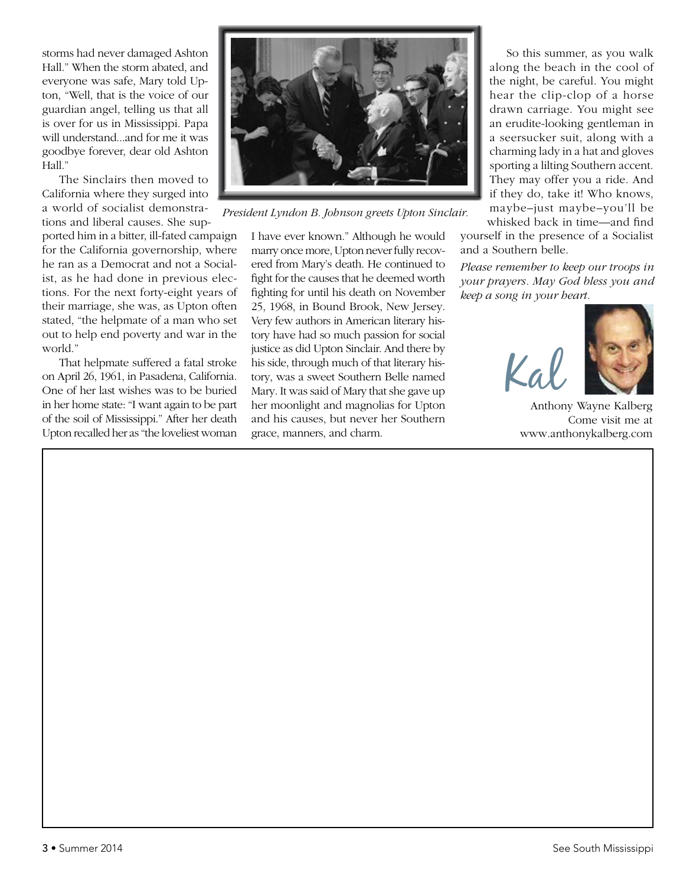storms had never damaged Ashton Hall." When the storm abated, and everyone was safe, Mary told Upton, "Well, that is the voice of our guardian angel, telling us that all is over for us in Mississippi. Papa will understand...and for me it was goodbye forever, dear old Ashton Hall."

The Sinclairs then moved to California where they surged into a world of socialist demonstrations and liberal causes. She supported him in a bitter, ill-fated campaign for the California governorship, where he ran as a Democrat and not a Socialist, as he had done in previous elections. For the next forty-eight years of their marriage, she was, as Upton often stated, "the helpmate of a man who set out to help end poverty and war in the world."

That helpmate suffered a fatal stroke on April 26, 1961, in Pasadena, California. One of her last wishes was to be buried in her home state: "I want again to be part of the soil of Mississippi." After her death Upton recalled her as "the loveliest woman I have ever known." Although he would marry once more, Upton never fully recovered from Mary's death. He continued to fight for the causes that he deemed worth fighting for until his death on November 25, 1968, in Bound Brook, New Jersey. Very few authors in American literary history have had so much passion for social justice as did Upton Sinclair. And there by his side, through much of that literary history, was a sweet Southern Belle named Mary. It was said of Mary that she gave up her moonlight and magnolias for Upton and his causes, but never her Southern grace, manners, and charm.

*President Lyndon B. Johnson greets Upton Sinclair.*

So this summer, as you walk along the beach in the cool of the night, be careful. You might hear the clip-clop of a horse drawn carriage. You might see an erudite-looking gentleman in a seersucker suit, along with a charming lady in a hat and gloves sporting a lilting Southern accent. They may offer you a ride. And if they do, take it! Who knows, maybe–just maybe–you'll be whisked back in time—and find yourself in the presence of a Socialist and a Southern belle.

*Please remember to keep our troops in your prayers. May God bless you and keep a song in your heart.*

Kal

Anthony Wayne Kalberg
Come visit me at
www.anthonykalberg.com